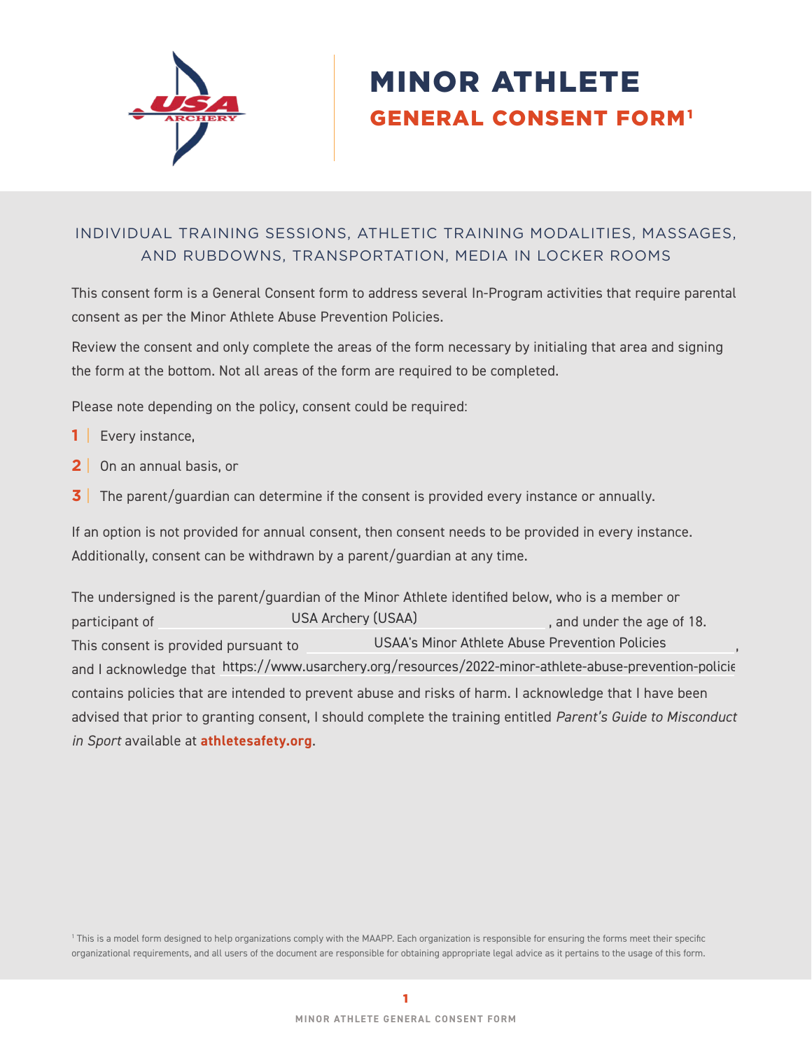# MINOR ATHLETE

## GENERAL CONSENT FORM[1]

### INDIVIDUAL TRAINING SESSIONS, ATHLETIC TRAINING MODALITIES, MASSAGES, AND RUBDOWNS, TRANSPORTATION, MEDIA IN LOCKER ROOMS

This consent form is a General Consent form to address several In-Program activities that require parental consent as per the Minor Athlete Abuse Prevention Policies.

Review the consent and only complete the areas of the form necessary by initialing that area and signing the form at the bottom. Not all areas of the form are required to be completed.

Please note depending on the policy, consent could be required:

1. Every instance,
2. On an annual basis, or
3. The parent/guardian can determine if the consent is provided every instance or annually.

If an option is not provided for annual consent, then consent needs to be provided in every instance. Additionally, consent can be withdrawn by a parent/guardian at any time.

The undersigned is the parent/guardian of the Minor Athlete identified below, who is a member or participant of USA Archery (USAA), and under the age of 18. This consent is provided pursuant to USAA's Minor Athlete Abuse Prevention Policies, and I acknowledge that https://www.usarchery.org/resources/2022-minor-athlete-abuse-prevention-policie contains policies that are intended to prevent abuse and risks of harm. I acknowledge that I have been advised that prior to granting consent, I should complete the training entitled *Parent's Guide to Misconduct in Sport* available at **athletesafety.org**.

[1] This is a model form designed to help organizations comply with the MAAPP. Each organization is responsible for ensuring the forms meet their specific organizational requirements, and all users of the document are responsible for obtaining appropriate legal advice as it pertains to the usage of this form.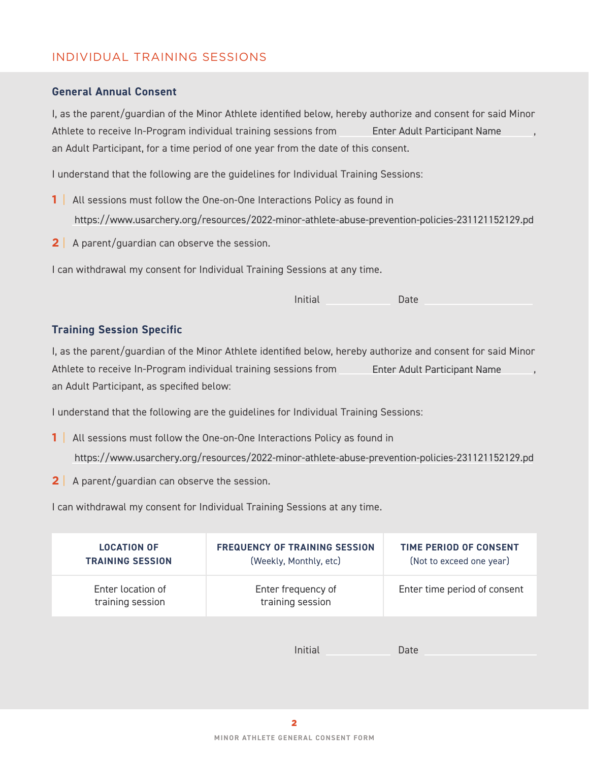## INDIVIDUAL TRAINING SESSIONS

### General Annual Consent

I, as the parent/guardian of the Minor Athlete identified below, hereby authorize and consent for said Minor Athlete to receive In-Program individual training sessions from Enter Adult Participant Name, an Adult Participant, for a time period of one year from the date of this consent.

I understand that the following are the guidelines for Individual Training Sessions:

1 | All sessions must follow the One-on-One Interactions Policy as found in https://www.usarchery.org/resources/2022-minor-athlete-abuse-prevention-policies-231121152129.pd

2 | A parent/guardian can observe the session.

I can withdrawal my consent for Individual Training Sessions at any time.

Initial ____________ Date ____________________

### Training Session Specific

I, as the parent/guardian of the Minor Athlete identified below, hereby authorize and consent for said Minor Athlete to receive In-Program individual training sessions from Enter Adult Participant Name, an Adult Participant, as specified below:

I understand that the following are the guidelines for Individual Training Sessions:

1 | All sessions must follow the One-on-One Interactions Policy as found in https://www.usarchery.org/resources/2022-minor-athlete-abuse-prevention-policies-231121152129.pd

2 | A parent/guardian can observe the session.

I can withdrawal my consent for Individual Training Sessions at any time.

| LOCATION OF TRAINING SESSION | FREQUENCY OF TRAINING SESSION (Weekly, Monthly, etc) | TIME PERIOD OF CONSENT (Not to exceed one year) |
|---|---|---|
| Enter location of training session | Enter frequency of training session | Enter time period of consent |

Initial ____________ Date ____________________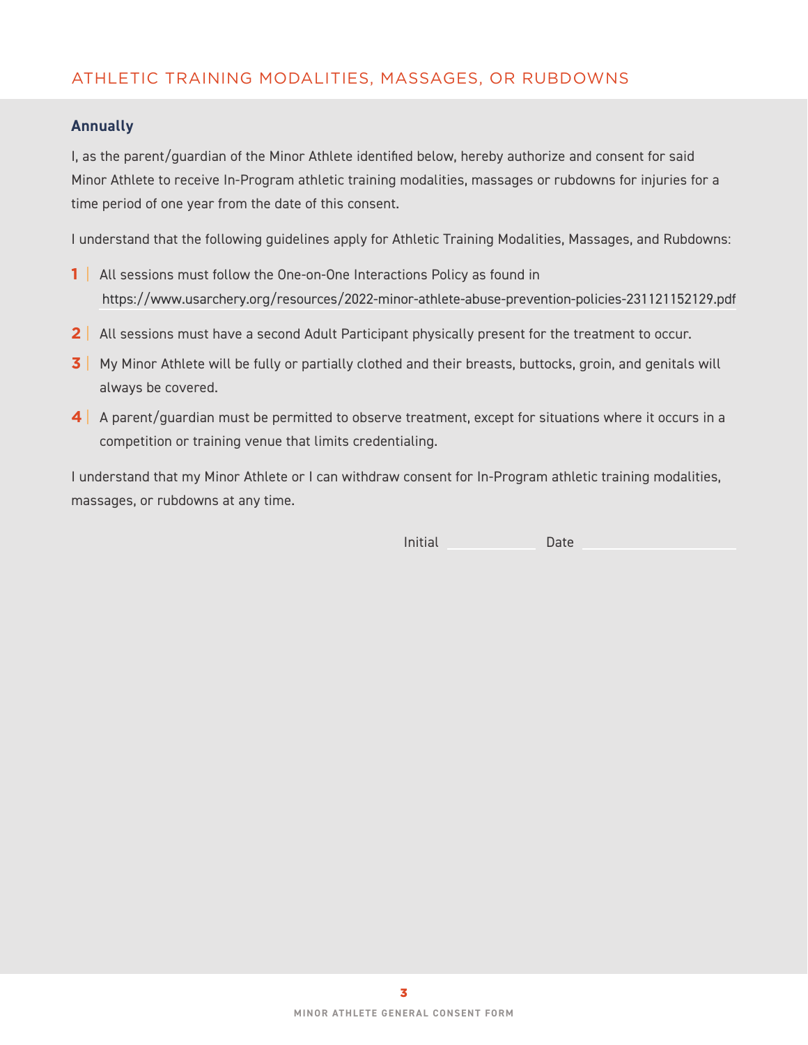## ATHLETIC TRAINING MODALITIES, MASSAGES, OR RUBDOWNS

**Annually**

I, as the parent/guardian of the Minor Athlete identified below, hereby authorize and consent for said Minor Athlete to receive In-Program athletic training modalities, massages or rubdowns for injuries for a time period of one year from the date of this consent.

I understand that the following guidelines apply for Athletic Training Modalities, Massages, and Rubdowns:

1. All sessions must follow the One-on-One Interactions Policy as found in https://www.usarchery.org/resources/2022-minor-athlete-abuse-prevention-policies-231121152129.pdf
2. All sessions must have a second Adult Participant physically present for the treatment to occur.
3. My Minor Athlete will be fully or partially clothed and their breasts, buttocks, groin, and genitals will always be covered.
4. A parent/guardian must be permitted to observe treatment, except for situations where it occurs in a competition or training venue that limits credentialing.

I understand that my Minor Athlete or I can withdraw consent for In-Program athletic training modalities, massages, or rubdowns at any time.

Initial ____________ Date ____________________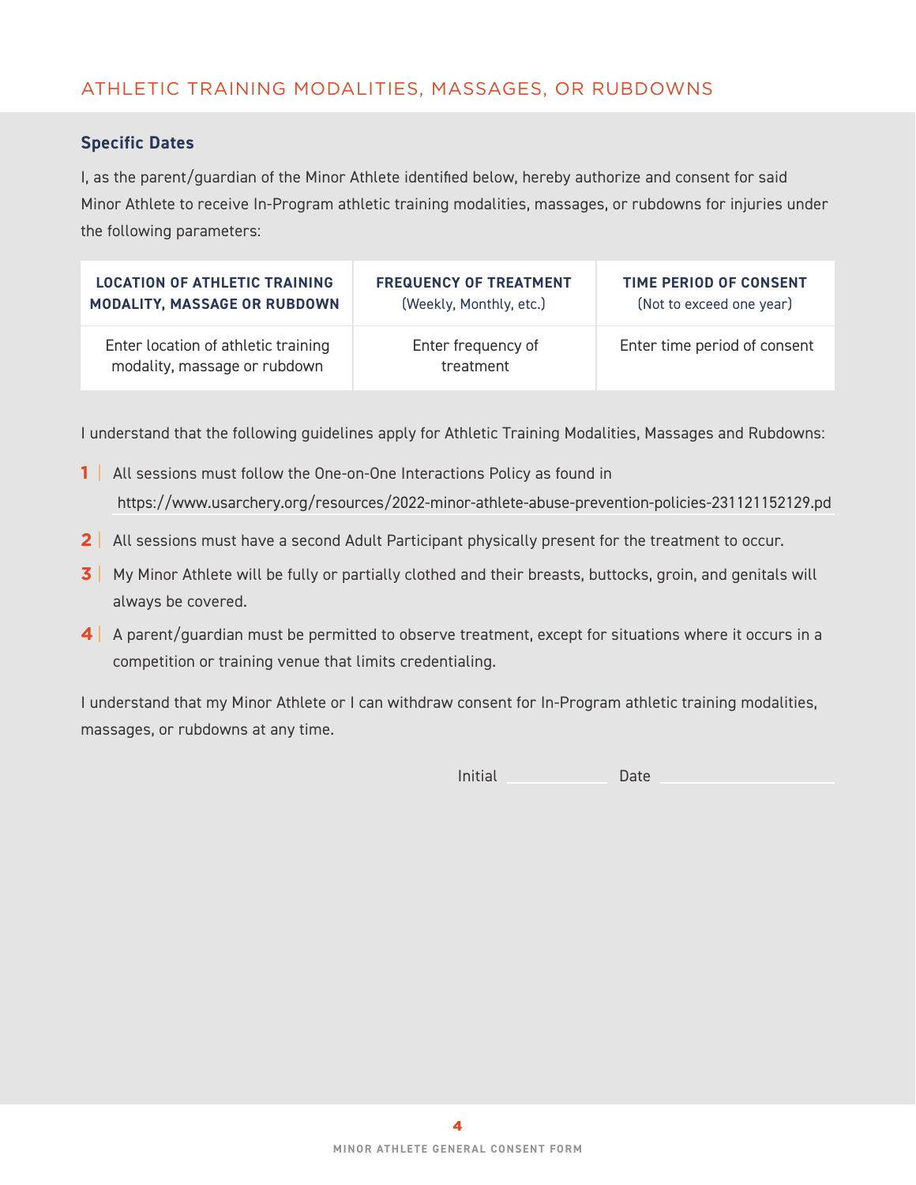## ATHLETIC TRAINING MODALITIES, MASSAGES, OR RUBDOWNS

### Specific Dates

I, as the parent/guardian of the Minor Athlete identified below, hereby authorize and consent for said Minor Athlete to receive In-Program athletic training modalities, massages, or rubdowns for injuries under the following parameters:

| LOCATION OF ATHLETIC TRAINING MODALITY, MASSAGE OR RUBDOWN | FREQUENCY OF TREATMENT (Weekly, Monthly, etc.) | TIME PERIOD OF CONSENT (Not to exceed one year) |
| --- | --- | --- |
| Enter location of athletic training modality, massage or rubdown | Enter frequency of treatment | Enter time period of consent |

I understand that the following guidelines apply for Athletic Training Modalities, Massages and Rubdowns:

1 | All sessions must follow the One-on-One Interactions Policy as found in https://www.usarchery.org/resources/2022-minor-athlete-abuse-prevention-policies-231121152129.pd

2 | All sessions must have a second Adult Participant physically present for the treatment to occur.

3 | My Minor Athlete will be fully or partially clothed and their breasts, buttocks, groin, and genitals will always be covered.

4 | A parent/guardian must be permitted to observe treatment, except for situations where it occurs in a competition or training venue that limits credentialing.

I understand that my Minor Athlete or I can withdraw consent for In-Program athletic training modalities, massages, or rubdowns at any time.

Initial ____________ Date ____________________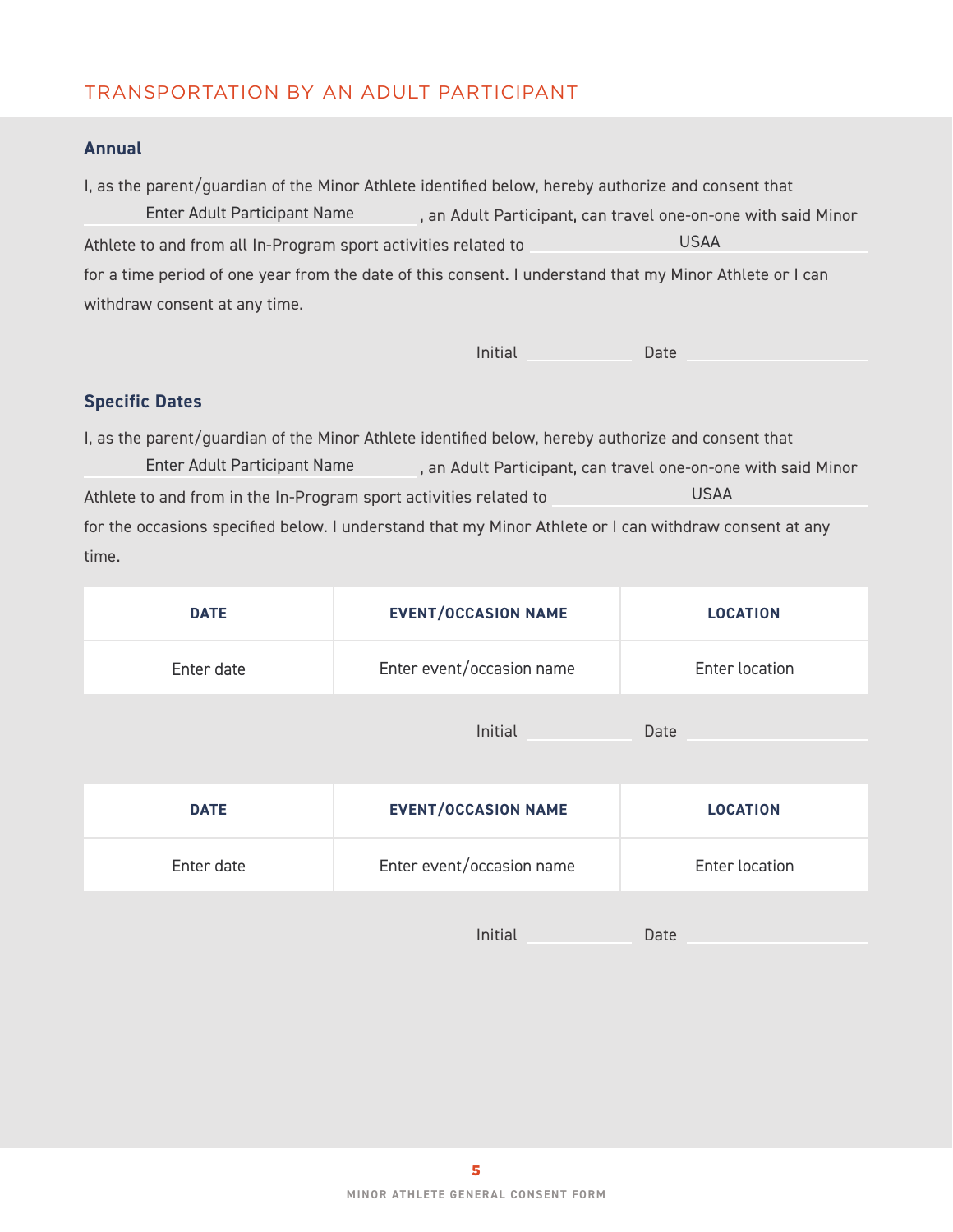## TRANSPORTATION BY AN ADULT PARTICIPANT

### Annual

I, as the parent/guardian of the Minor Athlete identified below, hereby authorize and consent that Enter Adult Participant Name, an Adult Participant, can travel one-on-one with said Minor Athlete to and from all In-Program sport activities related to USAA for a time period of one year from the date of this consent. I understand that my Minor Athlete or I can withdraw consent at any time.

Initial ____________ Date ____________________

### Specific Dates

I, as the parent/guardian of the Minor Athlete identified below, hereby authorize and consent that Enter Adult Participant Name, an Adult Participant, can travel one-on-one with said Minor Athlete to and from in the In-Program sport activities related to USAA for the occasions specified below. I understand that my Minor Athlete or I can withdraw consent at any time.

| DATE | EVENT/OCCASION NAME | LOCATION |
| --- | --- | --- |
| Enter date | Enter event/occasion name | Enter location |

Initial ____________ Date ____________________

| DATE | EVENT/OCCASION NAME | LOCATION |
| --- | --- | --- |
| Enter date | Enter event/occasion name | Enter location |

Initial ____________ Date ____________________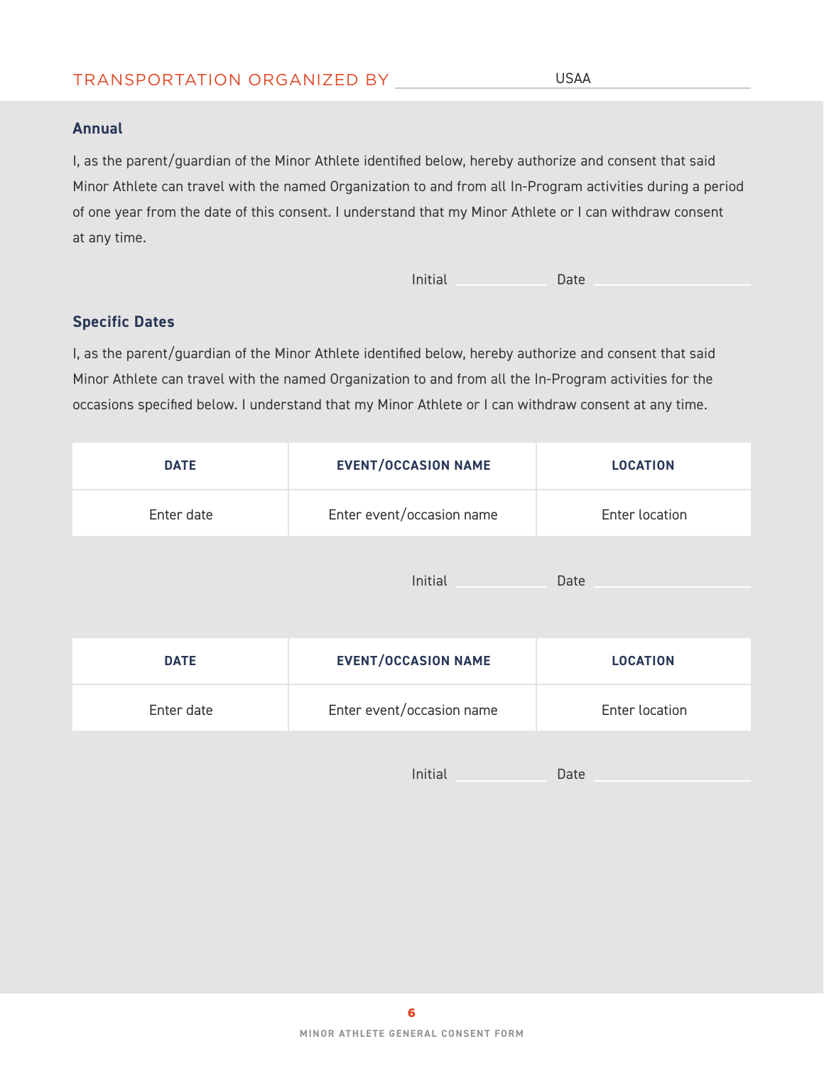## TRANSPORTATION ORGANIZED BY USAA

### Annual

I, as the parent/guardian of the Minor Athlete identified below, hereby authorize and consent that said Minor Athlete can travel with the named Organization to and from all In-Program activities during a period of one year from the date of this consent. I understand that my Minor Athlete or I can withdraw consent at any time.

Initial ____________ Date ____________________

### Specific Dates

I, as the parent/guardian of the Minor Athlete identified below, hereby authorize and consent that said Minor Athlete can travel with the named Organization to and from all the In-Program activities for the occasions specified below. I understand that my Minor Athlete or I can withdraw consent at any time.

| DATE | EVENT/OCCASION NAME | LOCATION |
| --- | --- | --- |
| Enter date | Enter event/occasion name | Enter location |

Initial ____________ Date ____________________

| DATE | EVENT/OCCASION NAME | LOCATION |
| --- | --- | --- |
| Enter date | Enter event/occasion name | Enter location |

Initial ____________ Date ____________________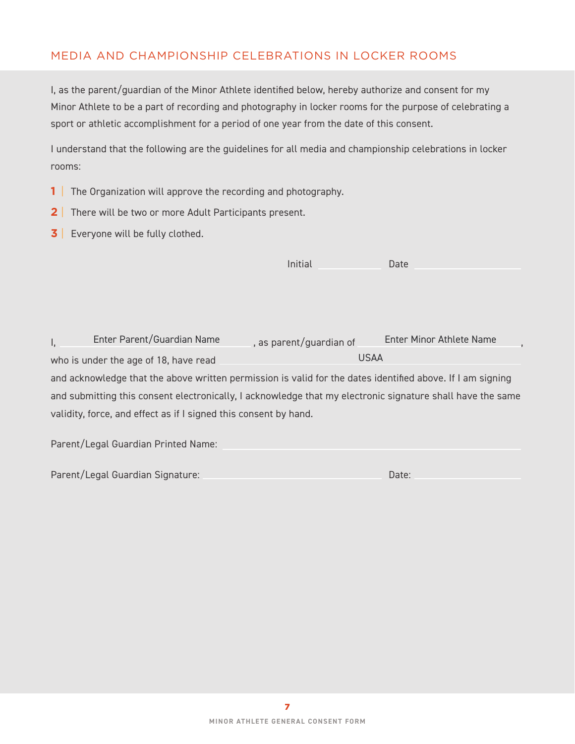## MEDIA AND CHAMPIONSHIP CELEBRATIONS IN LOCKER ROOMS

I, as the parent/guardian of the Minor Athlete identified below, hereby authorize and consent for my Minor Athlete to be a part of recording and photography in locker rooms for the purpose of celebrating a sport or athletic accomplishment for a period of one year from the date of this consent.

I understand that the following are the guidelines for all media and championship celebrations in locker rooms:

1. The Organization will approve the recording and photography.
2. There will be two or more Adult Participants present.
3. Everyone will be fully clothed.

Initial ____________ Date ____________________

I, Enter Parent/Guardian Name, as parent/guardian of Enter Minor Athlete Name, who is under the age of 18, have read USAA and acknowledge that the above written permission is valid for the dates identified above. If I am signing and submitting this consent electronically, I acknowledge that my electronic signature shall have the same validity, force, and effect as if I signed this consent by hand.

Parent/Legal Guardian Printed Name: ______________________________

Parent/Legal Guardian Signature: ______________________________ Date: ____________________